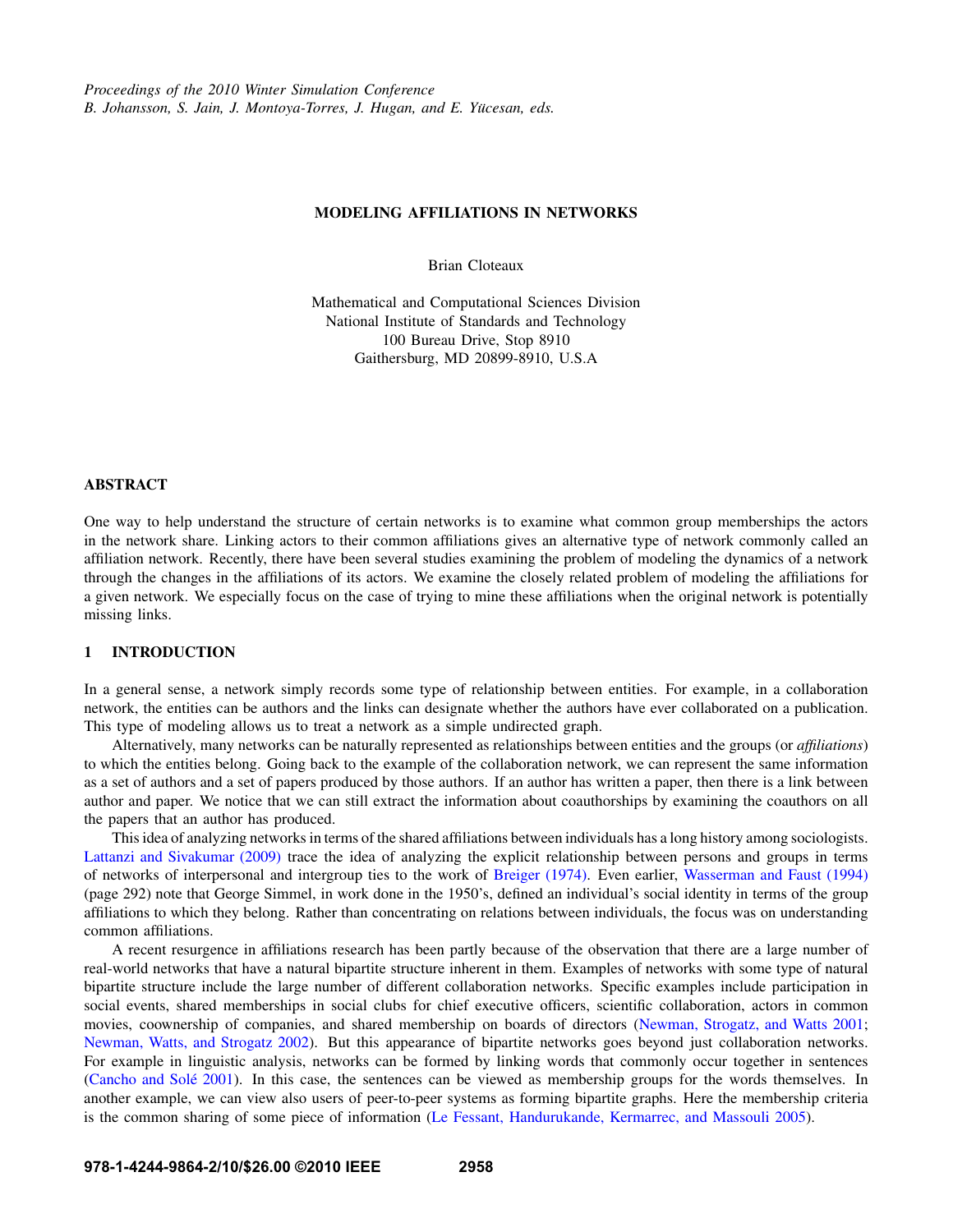Proceedings of the 2010 Winter Simulation Conference
B. Johansson, S. Jain, J. Montoya-Torres, J. Hugan, and E. Yücesan, eds.

# MODELING AFFILIATIONS IN NETWORKS

Brian Cloteaux

Mathematical and Computational Sciences Division
National Institute of Standards and Technology
100 Bureau Drive, Stop 8910
Gaithersburg, MD 20899-8910, U.S.A

## ABSTRACT

One way to help understand the structure of certain networks is to examine what common group memberships the actors in the network share. Linking actors to their common affiliations gives an alternative type of network commonly called an affiliation network. Recently, there have been several studies examining the problem of modeling the dynamics of a network through the changes in the affiliations of its actors. We examine the closely related problem of modeling the affiliations for a given network. We especially focus on the case of trying to mine these affiliations when the original network is potentially missing links.

## 1 INTRODUCTION

In a general sense, a network simply records some type of relationship between entities. For example, in a collaboration network, the entities can be authors and the links can designate whether the authors have ever collaborated on a publication. This type of modeling allows us to treat a network as a simple undirected graph.

Alternatively, many networks can be naturally represented as relationships between entities and the groups (or *affiliations*) to which the entities belong. Going back to the example of the collaboration network, we can represent the same information as a set of authors and a set of papers produced by those authors. If an author has written a paper, then there is a link between author and paper. We notice that we can still extract the information about coauthorships by examining the coauthors on all the papers that an author has produced.

This idea of analyzing networks in terms of the shared affiliations between individuals has a long history among sociologists. Lattanzi and Sivakumar (2009) trace the idea of analyzing the explicit relationship between persons and groups in terms of networks of interpersonal and intergroup ties to the work of Breiger (1974). Even earlier, Wasserman and Faust (1994) (page 292) note that George Simmel, in work done in the 1950's, defined an individual's social identity in terms of the group affiliations to which they belong. Rather than concentrating on relations between individuals, the focus was on understanding common affiliations.

A recent resurgence in affiliations research has been partly because of the observation that there are a large number of real-world networks that have a natural bipartite structure inherent in them. Examples of networks with some type of natural bipartite structure include the large number of different collaboration networks. Specific examples include participation in social events, shared memberships in social clubs for chief executive officers, scientific collaboration, actors in common movies, coownership of companies, and shared membership on boards of directors (Newman, Strogatz, and Watts 2001; Newman, Watts, and Strogatz 2002). But this appearance of bipartite networks goes beyond just collaboration networks. For example in linguistic analysis, networks can be formed by linking words that commonly occur together in sentences (Cancho and Solé 2001). In this case, the sentences can be viewed as membership groups for the words themselves. In another example, we can view also users of peer-to-peer systems as forming bipartite graphs. Here the membership criteria is the common sharing of some piece of information (Le Fessant, Handurukande, Kermarrec, and Massouli 2005).

978-1-4244-9864-2/10/$26.00 ©2010 IEEE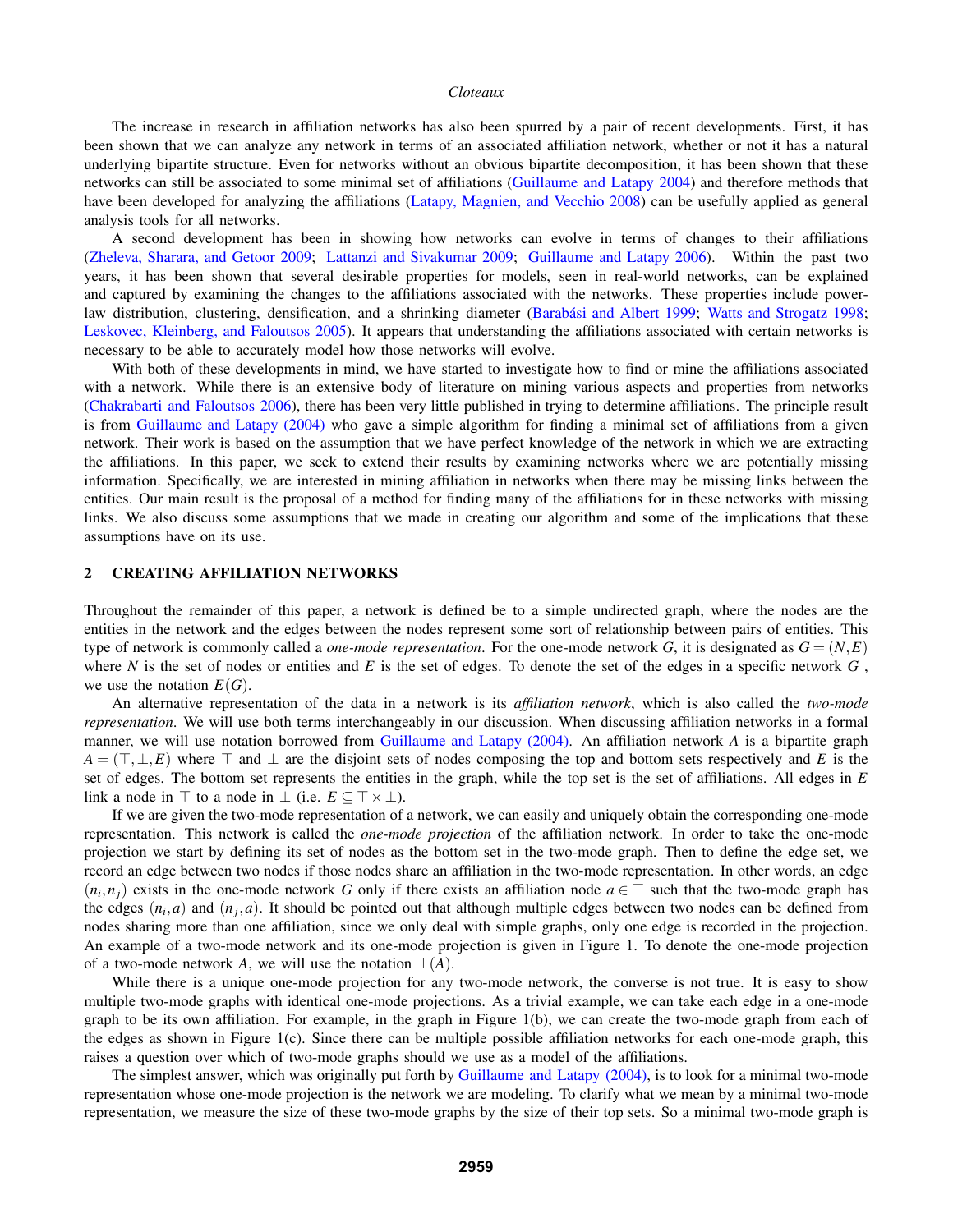The increase in research in affiliation networks has also been spurred by a pair of recent developments. First, it has been shown that we can analyze any network in terms of an associated affiliation network, whether or not it has a natural underlying bipartite structure. Even for networks without an obvious bipartite decomposition, it has been shown that these networks can still be associated to some minimal set of affiliations (Guillaume and Latapy 2004) and therefore methods that have been developed for analyzing the affiliations (Latapy, Magnien, and Vecchio 2008) can be usefully applied as general analysis tools for all networks.

A second development has been in showing how networks can evolve in terms of changes to their affiliations (Zheleva, Sharara, and Getoor 2009; Lattanzi and Sivakumar 2009; Guillaume and Latapy 2006). Within the past two years, it has been shown that several desirable properties for models, seen in real-world networks, can be explained and captured by examining the changes to the affiliations associated with the networks. These properties include power-law distribution, clustering, densification, and a shrinking diameter (Barabási and Albert 1999; Watts and Strogatz 1998; Leskovec, Kleinberg, and Faloutsos 2005). It appears that understanding the affiliations associated with certain networks is necessary to be able to accurately model how those networks will evolve.

With both of these developments in mind, we have started to investigate how to find or mine the affiliations associated with a network. While there is an extensive body of literature on mining various aspects and properties from networks (Chakrabarti and Faloutsos 2006), there has been very little published in trying to determine affiliations. The principle result is from Guillaume and Latapy (2004) who gave a simple algorithm for finding a minimal set of affiliations from a given network. Their work is based on the assumption that we have perfect knowledge of the network in which we are extracting the affiliations. In this paper, we seek to extend their results by examining networks where we are potentially missing information. Specifically, we are interested in mining affiliation in networks when there may be missing links between the entities. Our main result is the proposal of a method for finding many of the affiliations for in these networks with missing links. We also discuss some assumptions that we made in creating our algorithm and some of the implications that these assumptions have on its use.

## 2 CREATING AFFILIATION NETWORKS

Throughout the remainder of this paper, a network is defined be to a simple undirected graph, where the nodes are the entities in the network and the edges between the nodes represent some sort of relationship between pairs of entities. This type of network is commonly called a *one-mode representation*. For the one-mode network $G$, it is designated as $G = (N, E)$ where $N$ is the set of nodes or entities and $E$ is the set of edges. To denote the set of the edges in a specific network $G$ , we use the notation $E(G)$.

An alternative representation of the data in a network is its *affiliation network*, which is also called the *two-mode representation*. We will use both terms interchangeably in our discussion. When discussing affiliation networks in a formal manner, we will use notation borrowed from Guillaume and Latapy (2004). An affiliation network $A$ is a bipartite graph $A = (\top, \bot, E)$ where $\top$ and $\bot$ are the disjoint sets of nodes composing the top and bottom sets respectively and $E$ is the set of edges. The bottom set represents the entities in the graph, while the top set is the set of affiliations. All edges in $E$ link a node in $\top$ to a node in $\bot$ (i.e. $E \subseteq \top \times \bot$).

If we are given the two-mode representation of a network, we can easily and uniquely obtain the corresponding one-mode representation. This network is called the *one-mode projection* of the affiliation network. In order to take the one-mode projection we start by defining its set of nodes as the bottom set in the two-mode graph. Then to define the edge set, we record an edge between two nodes if those nodes share an affiliation in the two-mode representation. In other words, an edge $(n_i, n_j)$ exists in the one-mode network $G$ only if there exists an affiliation node $a \in \top$ such that the two-mode graph has the edges $(n_i, a)$ and $(n_j, a)$. It should be pointed out that although multiple edges between two nodes can be defined from nodes sharing more than one affiliation, since we only deal with simple graphs, only one edge is recorded in the projection. An example of a two-mode network and its one-mode projection is given in Figure 1. To denote the one-mode projection of a two-mode network $A$, we will use the notation $\bot(A)$.

While there is a unique one-mode projection for any two-mode network, the converse is not true. It is easy to show multiple two-mode graphs with identical one-mode projections. As a trivial example, we can take each edge in a one-mode graph to be its own affiliation. For example, in the graph in Figure 1(b), we can create the two-mode graph from each of the edges as shown in Figure 1(c). Since there can be multiple possible affiliation networks for each one-mode graph, this raises a question over which of two-mode graphs should we use as a model of the affiliations.

The simplest answer, which was originally put forth by Guillaume and Latapy (2004), is to look for a minimal two-mode representation whose one-mode projection is the network we are modeling. To clarify what we mean by a minimal two-mode representation, we measure the size of these two-mode graphs by the size of their top sets. So a minimal two-mode graph is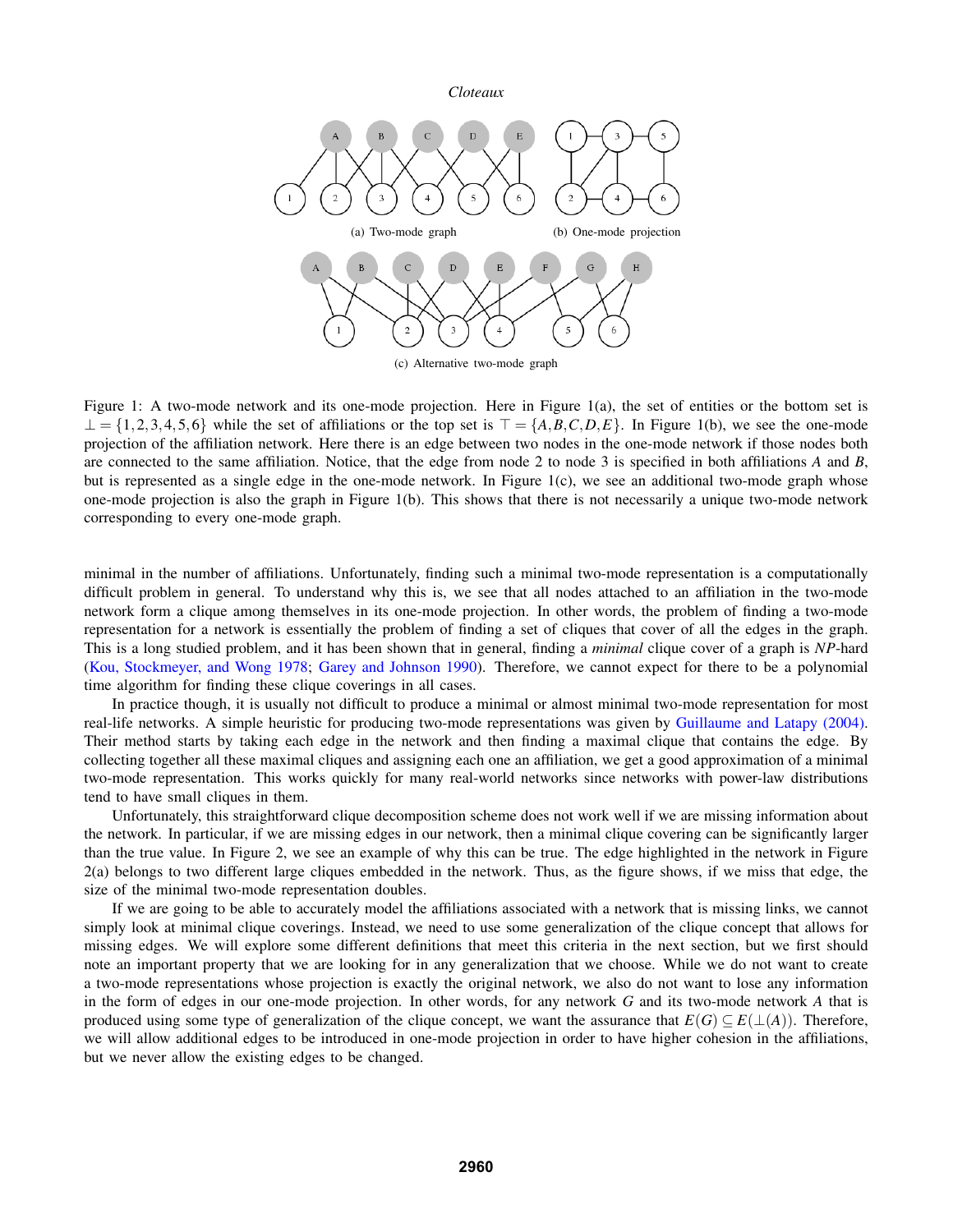(a) Two-mode graph

(b) One-mode projection

(c) Alternative two-mode graph

Figure 1: A two-mode network and its one-mode projection. Here in Figure 1(a), the set of entities or the bottom set is $\bot = \{1,2,3,4,5,6\}$ while the set of affiliations or the top set is $\top = \{A,B,C,D,E\}$. In Figure 1(b), we see the one-mode projection of the affiliation network. Here there is an edge between two nodes in the one-mode network if those nodes both are connected to the same affiliation. Notice, that the edge from node 2 to node 3 is specified in both affiliations $A$ and $B$, but is represented as a single edge in the one-mode network. In Figure 1(c), we see an additional two-mode graph whose one-mode projection is also the graph in Figure 1(b). This shows that there is not necessarily a unique two-mode network corresponding to every one-mode graph.

minimal in the number of affiliations. Unfortunately, finding such a minimal two-mode representation is a computationally difficult problem in general. To understand why this is, we see that all nodes attached to an affiliation in the two-mode network form a clique among themselves in its one-mode projection. In other words, the problem of finding a two-mode representation for a network is essentially the problem of finding a set of cliques that cover of all the edges in the graph. This is a long studied problem, and it has been shown that in general, finding a *minimal* clique cover of a graph is *NP*-hard (Kou, Stockmeyer, and Wong 1978; Garey and Johnson 1990). Therefore, we cannot expect for there to be a polynomial time algorithm for finding these clique coverings in all cases.

In practice though, it is usually not difficult to produce a minimal or almost minimal two-mode representation for most real-life networks. A simple heuristic for producing two-mode representations was given by Guillaume and Latapy (2004). Their method starts by taking each edge in the network and then finding a maximal clique that contains the edge. By collecting together all these maximal cliques and assigning each one an affiliation, we get a good approximation of a minimal two-mode representation. This works quickly for many real-world networks since networks with power-law distributions tend to have small cliques in them.

Unfortunately, this straightforward clique decomposition scheme does not work well if we are missing information about the network. In particular, if we are missing edges in our network, then a minimal clique covering can be significantly larger than the true value. In Figure 2, we see an example of why this can be true. The edge highlighted in the network in Figure 2(a) belongs to two different large cliques embedded in the network. Thus, as the figure shows, if we miss that edge, the size of the minimal two-mode representation doubles.

If we are going to be able to accurately model the affiliations associated with a network that is missing links, we cannot simply look at minimal clique coverings. Instead, we need to use some generalization of the clique concept that allows for missing edges. We will explore some different definitions that meet this criteria in the next section, but we first should note an important property that we are looking for in any generalization that we choose. While we do not want to create a two-mode representations whose projection is exactly the original network, we also do not want to lose any information in the form of edges in our one-mode projection. In other words, for any network $G$ and its two-mode network $A$ that is produced using some type of generalization of the clique concept, we want the assurance that $E(G) \subseteq E(\bot(A))$. Therefore, we will allow additional edges to be introduced in one-mode projection in order to have higher cohesion in the affiliations, but we never allow the existing edges to be changed.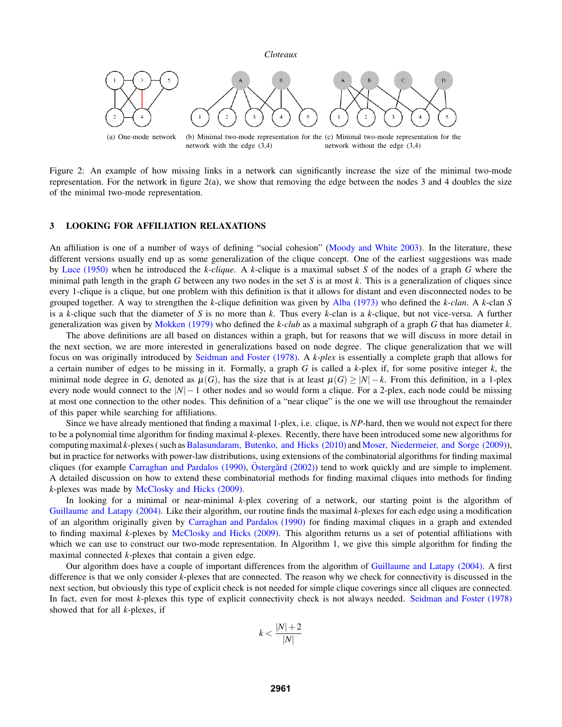(a) One-mode network

(b) Minimal two-mode representation for the network with the edge (3,4)

(c) Minimal two-mode representation for the network without the edge (3,4)

Figure 2: An example of how missing links in a network can significantly increase the size of the minimal two-mode representation. For the network in figure 2(a), we show that removing the edge between the nodes 3 and 4 doubles the size of the minimal two-mode representation.

## 3 LOOKING FOR AFFILIATION RELAXATIONS

An affiliation is one of a number of ways of defining "social cohesion" (Moody and White 2003). In the literature, these different versions usually end up as some generalization of the clique concept. One of the earliest suggestions was made by Luce (1950) when he introduced the *k-clique*. A $k$-clique is a maximal subset $S$ of the nodes of a graph $G$ where the minimal path length in the graph $G$ between any two nodes in the set $S$ is at most $k$. This is a generalization of cliques since every 1-clique is a clique, but one problem with this definition is that it allows for distant and even disconnected nodes to be grouped together. A way to strengthen the $k$-clique definition was given by Alba (1973) who defined the *k-clan*. A $k$-clan $S$ is a $k$-clique such that the diameter of $S$ is no more than $k$. Thus every $k$-clan is a $k$-clique, but not vice-versa. A further generalization was given by Mokken (1979) who defined the *k-club* as a maximal subgraph of a graph $G$ that has diameter $k$.

The above definitions are all based on distances within a graph, but for reasons that we will discuss in more detail in the next section, we are more interested in generalizations based on node degree. The clique generalization that we will focus on was originally introduced by Seidman and Foster (1978). A *k-plex* is essentially a complete graph that allows for a certain number of edges to be missing in it. Formally, a graph $G$ is called a $k$-plex if, for some positive integer $k$, the minimal node degree in $G$, denoted as $\mu(G)$, has the size that is at least $\mu(G) \geq |N| - k$. From this definition, in a 1-plex every node would connect to the $|N| - 1$ other nodes and so would form a clique. For a 2-plex, each node could be missing at most one connection to the other nodes. This definition of a "near clique" is the one we will use throughout the remainder of this paper while searching for affiliations.

Since we have already mentioned that finding a maximal 1-plex, i.e. clique, is *NP*-hard, then we would not expect for there to be a polynomial time algorithm for finding maximal $k$-plexes. Recently, there have been introduced some new algorithms for computing maximal $k$-plexes ( such as Balasundaram, Butenko, and Hicks (2010) and Moser, Niedermeier, and Sorge (2009)), but in practice for networks with power-law distributions, using extensions of the combinatorial algorithms for finding maximal cliques (for example Carraghan and Pardalos (1990), Östergård (2002)) tend to work quickly and are simple to implement. A detailed discussion on how to extend these combinatorial methods for finding maximal cliques into methods for finding $k$-plexes was made by McClosky and Hicks (2009).

In looking for a minimal or near-minimal $k$-plex covering of a network, our starting point is the algorithm of Guillaume and Latapy (2004). Like their algorithm, our routine finds the maximal $k$-plexes for each edge using a modification of an algorithm originally given by Carraghan and Pardalos (1990) for finding maximal cliques in a graph and extended to finding maximal $k$-plexes by McClosky and Hicks (2009). This algorithm returns us a set of potential affiliations with which we can use to construct our two-mode representation. In Algorithm 1, we give this simple algorithm for finding the maximal connected $k$-plexes that contain a given edge.

Our algorithm does have a couple of important differences from the algorithm of Guillaume and Latapy (2004). A first difference is that we only consider $k$-plexes that are connected. The reason why we check for connectivity is discussed in the next section, but obviously this type of explicit check is not needed for simple clique coverings since all cliques are connected. In fact, even for most $k$-plexes this type of explicit connectivity check is not always needed. Seidman and Foster (1978) showed that for all $k$-plexes, if

$$k < \frac{|N| + 2}{|N|}$$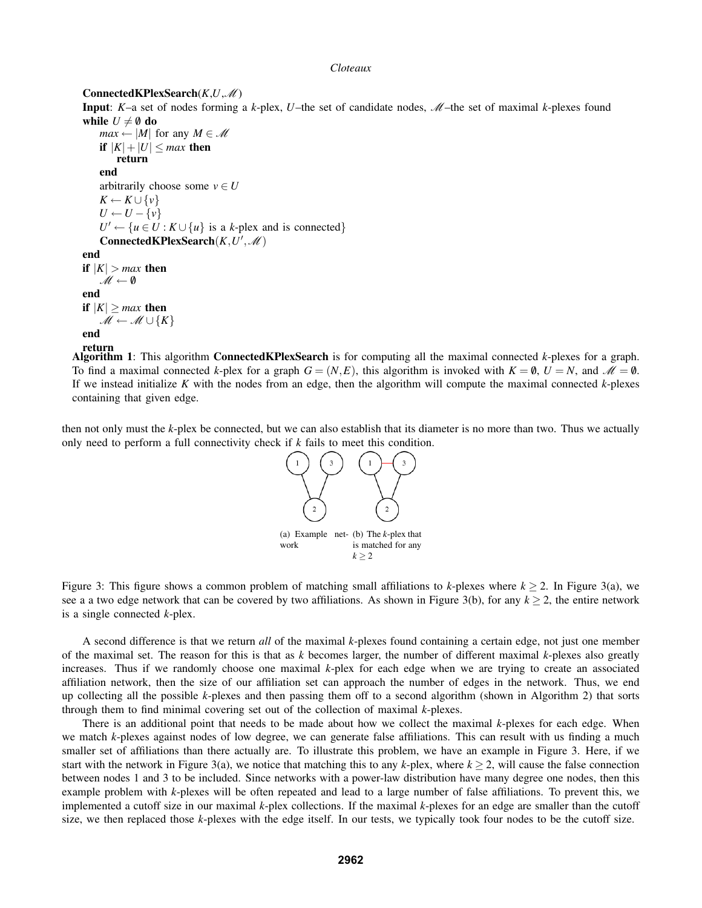```
ConnectedKPlexSearch(K,U,𝓜)
Input: K–a set of nodes forming a k-plex, U–the set of candidate nodes, 𝓜–the set of maximal k-plexes found
while U ≠ ∅ do
    max ← |M| for any M ∈ 𝓜
    if |K| + |U| ≤ max then
        return
    end
    arbitrarily choose some v ∈ U
    K ← K ∪ {v}
    U ← U − {v}
    U' ← {u ∈ U : K ∪ {u} is a k-plex and is connected}
    ConnectedKPlexSearch(K,U',𝓜)
end
if |K| > max then
    𝓜 ← ∅
end
if |K| ≥ max then
    𝓜 ← 𝓜 ∪ {K}
end
return
```

**Algorithm 1**: This algorithm **ConnectedKPlexSearch** is for computing all the maximal connected $k$-plexes for a graph. To find a maximal connected $k$-plex for a graph $G = (N, E)$, this algorithm is invoked with $K = \emptyset$, $U = N$, and $\mathscr{M} = \emptyset$. If we instead initialize $K$ with the nodes from an edge, then the algorithm will compute the maximal connected $k$-plexes containing that given edge.

then not only must the $k$-plex be connected, but we can also establish that its diameter is no more than two. Thus we actually only need to perform a full connectivity check if $k$ fails to meet this condition.

(a) Example network (b) The $k$-plex that is matched for any $k \geq 2$

Figure 3: This figure shows a common problem of matching small affiliations to $k$-plexes where $k \geq 2$. In Figure 3(a), we see a a two edge network that can be covered by two affiliations. As shown in Figure 3(b), for any $k \geq 2$, the entire network is a single connected $k$-plex.

A second difference is that we return *all* of the maximal $k$-plexes found containing a certain edge, not just one member of the maximal set. The reason for this is that as $k$ becomes larger, the number of different maximal $k$-plexes also greatly increases. Thus if we randomly choose one maximal $k$-plex for each edge when we are trying to create an associated affiliation network, then the size of our affiliation set can approach the number of edges in the network. Thus, we end up collecting all the possible $k$-plexes and then passing them off to a second algorithm (shown in Algorithm 2) that sorts through them to find minimal covering set out of the collection of maximal $k$-plexes.

There is an additional point that needs to be made about how we collect the maximal $k$-plexes for each edge. When we match $k$-plexes against nodes of low degree, we can generate false affiliations. This can result with us finding a much smaller set of affiliations than there actually are. To illustrate this problem, we have an example in Figure 3. Here, if we start with the network in Figure 3(a), we notice that matching this to any $k$-plex, where $k \geq 2$, will cause the false connection between nodes 1 and 3 to be included. Since networks with a power-law distribution have many degree one nodes, then this example problem with $k$-plexes will be often repeated and lead to a large number of false affiliations. To prevent this, we implemented a cutoff size in our maximal $k$-plex collections. If the maximal $k$-plexes for an edge are smaller than the cutoff size, we then replaced those $k$-plexes with the edge itself. In our tests, we typically took four nodes to be the cutoff size.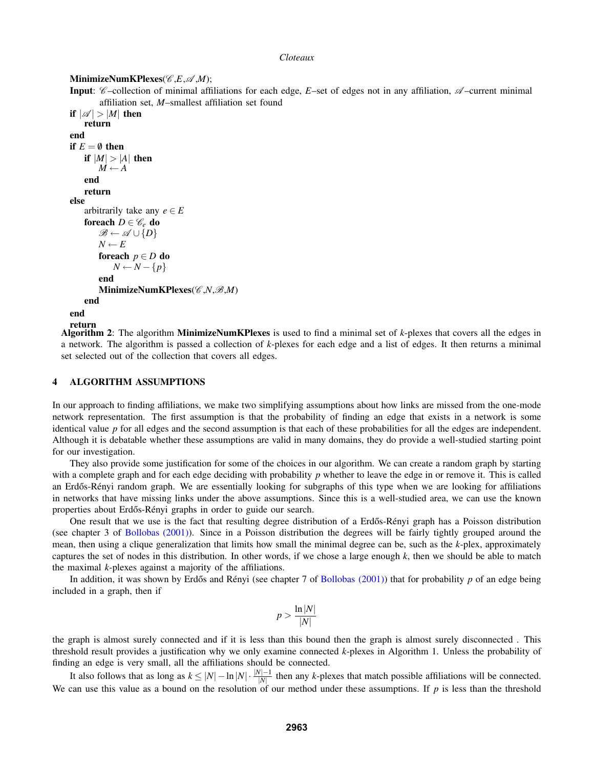```
MinimizeNumKPlexes(𝒞,E,𝒜,M);
Input: 𝒞–collection of minimal affiliations for each edge, E–set of edges not in any affiliation, 𝒜–current minimal
       affiliation set, M–smallest affiliation set found
if |𝒜| > |M| then
    return
end
if E = ∅ then
    if |M| > |A| then
        M ← A
    end
    return
else
    arbitrarily take any e ∈ E
    foreach D ∈ 𝒞_e do
        ℬ ← 𝒜 ∪ {D}
        N ← E
        foreach p ∈ D do
            N ← N − {p}
        end
        MinimizeNumKPlexes(𝒞,N,ℬ,M)
    end
end
return
```

**Algorithm 2**: The algorithm **MinimizeNumKPlexes** is used to find a minimal set of $k$-plexes that covers all the edges in a network. The algorithm is passed a collection of $k$-plexes for each edge and a list of edges. It then returns a minimal set selected out of the collection that covers all edges.

## 4 ALGORITHM ASSUMPTIONS

In our approach to finding affiliations, we make two simplifying assumptions about how links are missed from the one-mode network representation. The first assumption is that the probability of finding an edge that exists in a network is some identical value $p$ for all edges and the second assumption is that each of these probabilities for all the edges are independent. Although it is debatable whether these assumptions are valid in many domains, they do provide a well-studied starting point for our investigation.

They also provide some justification for some of the choices in our algorithm. We can create a random graph by starting with a complete graph and for each edge deciding with probability $p$ whether to leave the edge in or remove it. This is called an Erdős-Rényi random graph. We are essentially looking for subgraphs of this type when we are looking for affiliations in networks that have missing links under the above assumptions. Since this is a well-studied area, we can use the known properties about Erdős-Rényi graphs in order to guide our search.

One result that we use is the fact that resulting degree distribution of a Erdős-Rényi graph has a Poisson distribution (see chapter 3 of Bollobas (2001)). Since in a Poisson distribution the degrees will be fairly tightly grouped around the mean, then using a clique generalization that limits how small the minimal degree can be, such as the $k$-plex, approximately captures the set of nodes in this distribution. In other words, if we chose a large enough $k$, then we should be able to match the maximal $k$-plexes against a majority of the affiliations.

In addition, it was shown by Erdős and Rényi (see chapter 7 of Bollobas (2001)) that for probability $p$ of an edge being included in a graph, then if

$$p > \frac{\ln |N|}{|N|}$$

the graph is almost surely connected and if it is less than this bound then the graph is almost surely disconnected . This threshold result provides a justification why we only examine connected $k$-plexes in Algorithm 1. Unless the probability of finding an edge is very small, all the affiliations should be connected.

It also follows that as long as $k \leq |N| - \ln |N| \cdot \frac{|N|-1}{|N|}$ then any $k$-plexes that match possible affiliations will be connected. We can use this value as a bound on the resolution of our method under these assumptions. If $p$ is less than the threshold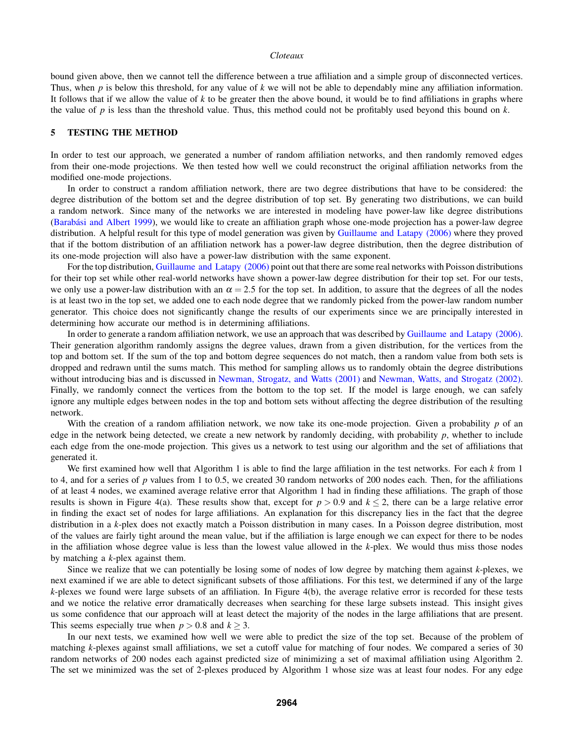bound given above, then we cannot tell the difference between a true affiliation and a simple group of disconnected vertices. Thus, when $p$ is below this threshold, for any value of $k$ we will not be able to dependably mine any affiliation information. It follows that if we allow the value of $k$ to be greater then the above bound, it would be to find affiliations in graphs where the value of $p$ is less than the threshold value. Thus, this method could not be profitably used beyond this bound on $k$.

## 5 TESTING THE METHOD

In order to test our approach, we generated a number of random affiliation networks, and then randomly removed edges from their one-mode projections. We then tested how well we could reconstruct the original affiliation networks from the modified one-mode projections.

In order to construct a random affiliation network, there are two degree distributions that have to be considered: the degree distribution of the bottom set and the degree distribution of top set. By generating two distributions, we can build a random network. Since many of the networks we are interested in modeling have power-law like degree distributions (Barabási and Albert 1999), we would like to create an affiliation graph whose one-mode projection has a power-law degree distribution. A helpful result for this type of model generation was given by Guillaume and Latapy (2006) where they proved that if the bottom distribution of an affiliation network has a power-law degree distribution, then the degree distribution of its one-mode projection will also have a power-law distribution with the same exponent.

For the top distribution, Guillaume and Latapy (2006) point out that there are some real networks with Poisson distributions for their top set while other real-world networks have shown a power-law degree distribution for their top set. For our tests, we only use a power-law distribution with an $\alpha = 2.5$ for the top set. In addition, to assure that the degrees of all the nodes is at least two in the top set, we added one to each node degree that we randomly picked from the power-law random number generator. This choice does not significantly change the results of our experiments since we are principally interested in determining how accurate our method is in determining affiliations.

In order to generate a random affiliation network, we use an approach that was described by Guillaume and Latapy (2006). Their generation algorithm randomly assigns the degree values, drawn from a given distribution, for the vertices from the top and bottom set. If the sum of the top and bottom degree sequences do not match, then a random value from both sets is dropped and redrawn until the sums match. This method for sampling allows us to randomly obtain the degree distributions without introducing bias and is discussed in Newman, Strogatz, and Watts (2001) and Newman, Watts, and Strogatz (2002). Finally, we randomly connect the vertices from the bottom to the top set. If the model is large enough, we can safely ignore any multiple edges between nodes in the top and bottom sets without affecting the degree distribution of the resulting network.

With the creation of a random affiliation network, we now take its one-mode projection. Given a probability $p$ of an edge in the network being detected, we create a new network by randomly deciding, with probability $p$, whether to include each edge from the one-mode projection. This gives us a network to test using our algorithm and the set of affiliations that generated it.

We first examined how well that Algorithm 1 is able to find the large affiliation in the test networks. For each $k$ from 1 to 4, and for a series of $p$ values from 1 to 0.5, we created 30 random networks of 200 nodes each. Then, for the affiliations of at least 4 nodes, we examined average relative error that Algorithm 1 had in finding these affiliations. The graph of those results is shown in Figure 4(a). These results show that, except for $p > 0.9$ and $k \leq 2$, there can be a large relative error in finding the exact set of nodes for large affiliations. An explanation for this discrepancy lies in the fact that the degree distribution in a $k$-plex does not exactly match a Poisson distribution in many cases. In a Poisson degree distribution, most of the values are fairly tight around the mean value, but if the affiliation is large enough we can expect for there to be nodes in the affiliation whose degree value is less than the lowest value allowed in the $k$-plex. We would thus miss those nodes by matching a $k$-plex against them.

Since we realize that we can potentially be losing some of nodes of low degree by matching them against $k$-plexes, we next examined if we are able to detect significant subsets of those affiliations. For this test, we determined if any of the large $k$-plexes we found were large subsets of an affiliation. In Figure 4(b), the average relative error is recorded for these tests and we notice the relative error dramatically decreases when searching for these large subsets instead. This insight gives us some confidence that our approach will at least detect the majority of the nodes in the large affiliations that are present. This seems especially true when $p > 0.8$ and $k \geq 3$.

In our next tests, we examined how well we were able to predict the size of the top set. Because of the problem of matching $k$-plexes against small affiliations, we set a cutoff value for matching of four nodes. We compared a series of 30 random networks of 200 nodes each against predicted size of minimizing a set of maximal affiliation using Algorithm 2. The set we minimized was the set of 2-plexes produced by Algorithm 1 whose size was at least four nodes. For any edge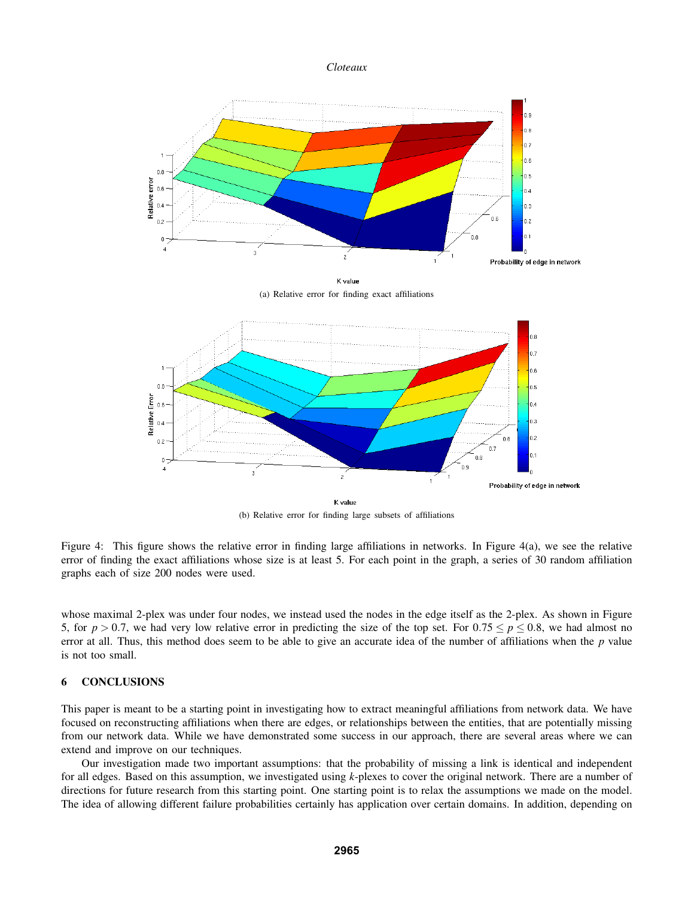(a) Relative error for finding exact affiliations

(b) Relative error for finding large subsets of affiliations

Figure 4: This figure shows the relative error in finding large affiliations in networks. In Figure 4(a), we see the relative error of finding the exact affiliations whose size is at least 5. For each point in the graph, a series of 30 random affiliation graphs each of size 200 nodes were used.

whose maximal 2-plex was under four nodes, we instead used the nodes in the edge itself as the 2-plex. As shown in Figure 5, for $p > 0.7$, we had very low relative error in predicting the size of the top set. For $0.75 \leq p \leq 0.8$, we had almost no error at all. Thus, this method does seem to be able to give an accurate idea of the number of affiliations when the $p$ value is not too small.

## 6 CONCLUSIONS

This paper is meant to be a starting point in investigating how to extract meaningful affiliations from network data. We have focused on reconstructing affiliations when there are edges, or relationships between the entities, that are potentially missing from our network data. While we have demonstrated some success in our approach, there are several areas where we can extend and improve on our techniques.

Our investigation made two important assumptions: that the probability of missing a link is identical and independent for all edges. Based on this assumption, we investigated using $k$-plexes to cover the original network. There are a number of directions for future research from this starting point. One starting point is to relax the assumptions we made on the model. The idea of allowing different failure probabilities certainly has application over certain domains. In addition, depending on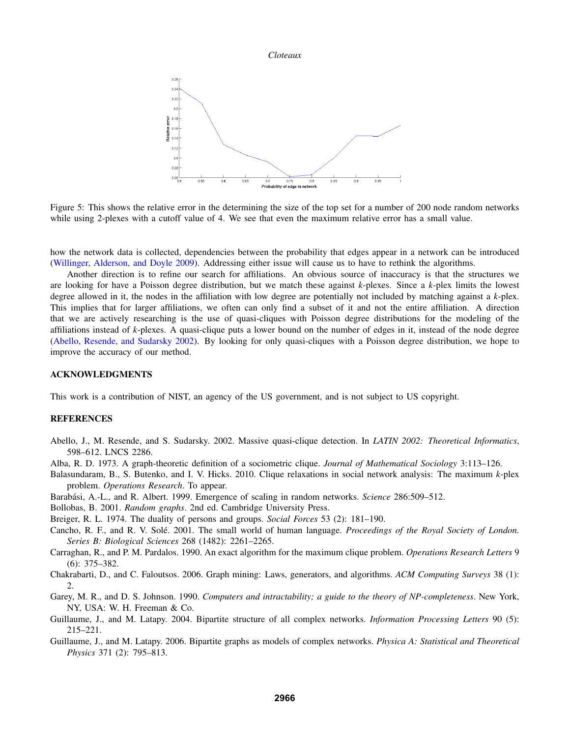Figure 5: This shows the relative error in the determining the size of the top set for a number of 200 node random networks while using 2-plexes with a cutoff value of 4. We see that even the maximum relative error has a small value.

how the network data is collected, dependencies between the probability that edges appear in a network can be introduced (Willinger, Alderson, and Doyle 2009). Addressing either issue will cause us to have to rethink the algorithms.

Another direction is to refine our search for affiliations. An obvious source of inaccuracy is that the structures we are looking for have a Poisson degree distribution, but we match these against *k*-plexes. Since a *k*-plex limits the lowest degree allowed in it, the nodes in the affiliation with low degree are potentially not included by matching against a *k*-plex. This implies that for larger affiliations, we often can only find a subset of it and not the entire affiliation. A direction that we are actively researching is the use of quasi-cliques with Poisson degree distributions for the modeling of the affiliations instead of *k*-plexes. A quasi-clique puts a lower bound on the number of edges in it, instead of the node degree (Abello, Resende, and Sudarsky 2002). By looking for only quasi-cliques with a Poisson degree distribution, we hope to improve the accuracy of our method.

## ACKNOWLEDGMENTS

This work is a contribution of NIST, an agency of the US government, and is not subject to US copyright.

## REFERENCES

Abello, J., M. Resende, and S. Sudarsky. 2002. Massive quasi-clique detection. In *LATIN 2002: Theoretical Informatics*, 598–612. LNCS 2286.

Alba, R. D. 1973. A graph-theoretic definition of a sociometric clique. *Journal of Mathematical Sociology* 3:113–126.

Balasundaram, B., S. Butenko, and I. V. Hicks. 2010. Clique relaxations in social network analysis: The maximum *k*-plex problem. *Operations Research*. To appear.

Barabási, A.-L., and R. Albert. 1999. Emergence of scaling in random networks. *Science* 286:509–512.

Bollobas, B. 2001. *Random graphs*. 2nd ed. Cambridge University Press.

Breiger, R. L. 1974. The duality of persons and groups. *Social Forces* 53 (2): 181–190.

Cancho, R. F., and R. V. Solé. 2001. The small world of human language. *Proceedings of the Royal Society of London. Series B: Biological Sciences* 268 (1482): 2261–2265.

Carraghan, R., and P. M. Pardalos. 1990. An exact algorithm for the maximum clique problem. *Operations Research Letters* 9 (6): 375–382.

Chakrabarti, D., and C. Faloutsos. 2006. Graph mining: Laws, generators, and algorithms. *ACM Computing Surveys* 38 (1): 2.

Garey, M. R., and D. S. Johnson. 1990. *Computers and intractability; a guide to the theory of NP-completeness*. New York, NY, USA: W. H. Freeman & Co.

Guillaume, J., and M. Latapy. 2004. Bipartite structure of all complex networks. *Information Processing Letters* 90 (5): 215–221.

Guillaume, J., and M. Latapy. 2006. Bipartite graphs as models of complex networks. *Physica A: Statistical and Theoretical Physics* 371 (2): 795–813.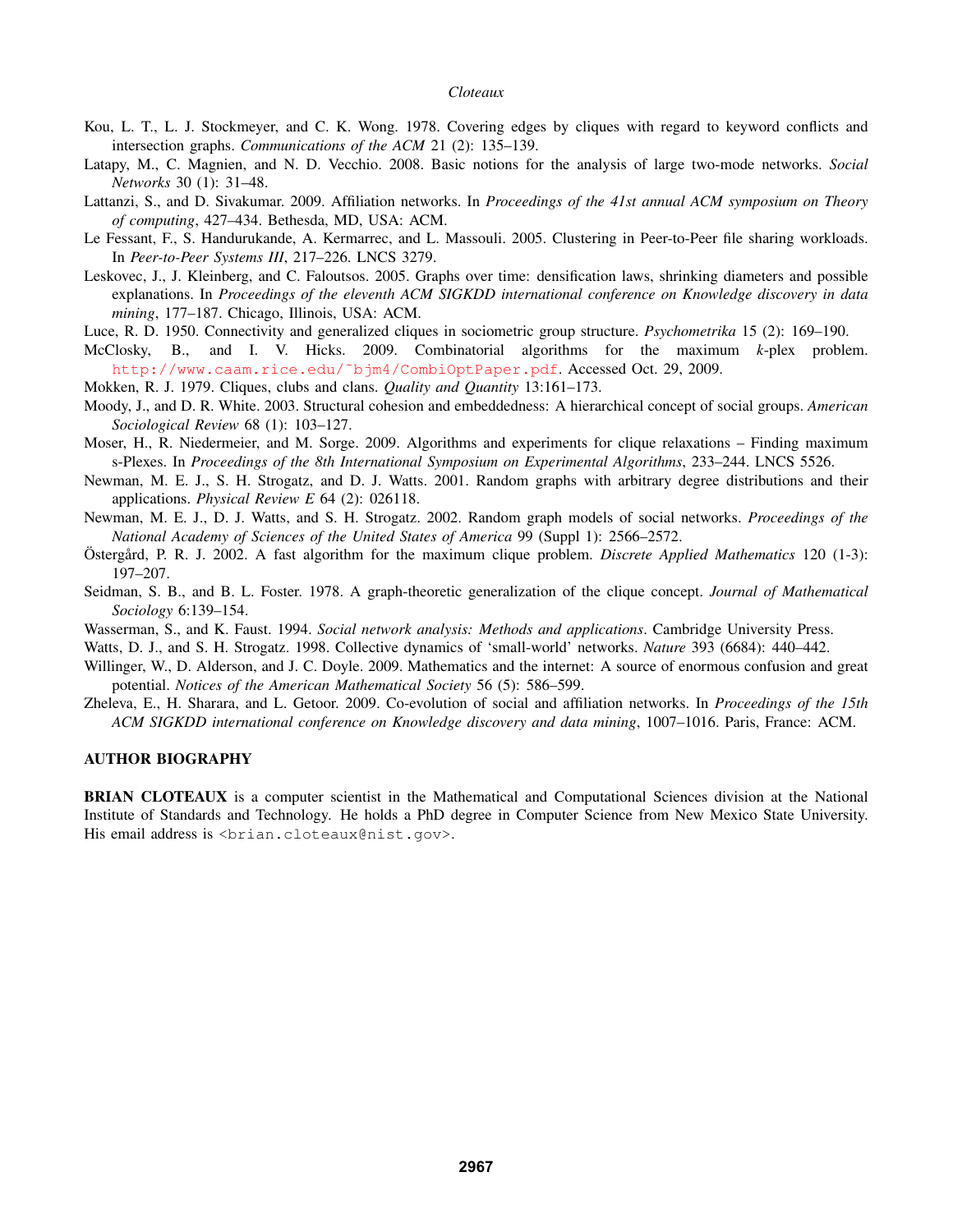Kou, L. T., L. J. Stockmeyer, and C. K. Wong. 1978. Covering edges by cliques with regard to keyword conflicts and intersection graphs. *Communications of the ACM* 21 (2): 135–139.

Latapy, M., C. Magnien, and N. D. Vecchio. 2008. Basic notions for the analysis of large two-mode networks. *Social Networks* 30 (1): 31–48.

Lattanzi, S., and D. Sivakumar. 2009. Affiliation networks. In *Proceedings of the 41st annual ACM symposium on Theory of computing*, 427–434. Bethesda, MD, USA: ACM.

Le Fessant, F., S. Handurukande, A. Kermarrec, and L. Massouli. 2005. Clustering in Peer-to-Peer file sharing workloads. In *Peer-to-Peer Systems III*, 217–226. LNCS 3279.

Leskovec, J., J. Kleinberg, and C. Faloutsos. 2005. Graphs over time: densification laws, shrinking diameters and possible explanations. In *Proceedings of the eleventh ACM SIGKDD international conference on Knowledge discovery in data mining*, 177–187. Chicago, Illinois, USA: ACM.

Luce, R. D. 1950. Connectivity and generalized cliques in sociometric group structure. *Psychometrika* 15 (2): 169–190.

McClosky, B., and I. V. Hicks. 2009. Combinatorial algorithms for the maximum *k*-plex problem. http://www.caam.rice.edu/~bjm4/CombiOptPaper.pdf. Accessed Oct. 29, 2009.

Mokken, R. J. 1979. Cliques, clubs and clans. *Quality and Quantity* 13:161–173.

Moody, J., and D. R. White. 2003. Structural cohesion and embeddedness: A hierarchical concept of social groups. *American Sociological Review* 68 (1): 103–127.

Moser, H., R. Niedermeier, and M. Sorge. 2009. Algorithms and experiments for clique relaxations – Finding maximum s-Plexes. In *Proceedings of the 8th International Symposium on Experimental Algorithms*, 233–244. LNCS 5526.

Newman, M. E. J., S. H. Strogatz, and D. J. Watts. 2001. Random graphs with arbitrary degree distributions and their applications. *Physical Review E* 64 (2): 026118.

Newman, M. E. J., D. J. Watts, and S. H. Strogatz. 2002. Random graph models of social networks. *Proceedings of the National Academy of Sciences of the United States of America* 99 (Suppl 1): 2566–2572.

Östergård, P. R. J. 2002. A fast algorithm for the maximum clique problem. *Discrete Applied Mathematics* 120 (1-3): 197–207.

Seidman, S. B., and B. L. Foster. 1978. A graph-theoretic generalization of the clique concept. *Journal of Mathematical Sociology* 6:139–154.

Wasserman, S., and K. Faust. 1994. *Social network analysis: Methods and applications*. Cambridge University Press.

Watts, D. J., and S. H. Strogatz. 1998. Collective dynamics of 'small-world' networks. *Nature* 393 (6684): 440–442.

Willinger, W., D. Alderson, and J. C. Doyle. 2009. Mathematics and the internet: A source of enormous confusion and great potential. *Notices of the American Mathematical Society* 56 (5): 586–599.

Zheleva, E., H. Sharara, and L. Getoor. 2009. Co-evolution of social and affiliation networks. In *Proceedings of the 15th ACM SIGKDD international conference on Knowledge discovery and data mining*, 1007–1016. Paris, France: ACM.

## AUTHOR BIOGRAPHY

**BRIAN CLOTEAUX** is a computer scientist in the Mathematical and Computational Sciences division at the National Institute of Standards and Technology. He holds a PhD degree in Computer Science from New Mexico State University. His email address is <brian.cloteaux@nist.gov>.